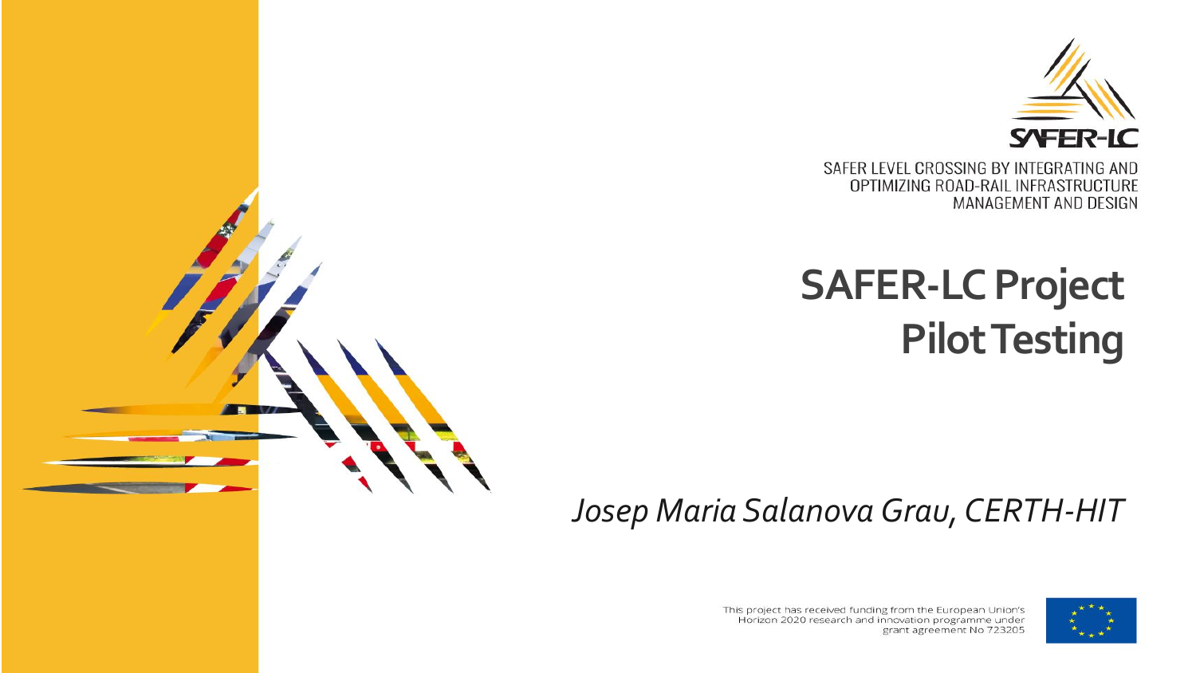SAFER-LC

SAFER LEVEL CROSSING BY INTEGRATING AND OPTIMIZING ROAD-RAIL INFRASTRUCTURE MANAGEMENT AND DESIGN

# SAFER-LC Project Pilot Testing

*Josep Maria Salanova Grau, CERTH-HIT*

This project has received funding from the European Union's Horizon 2020 research and innovation programme under grant agreement No 723205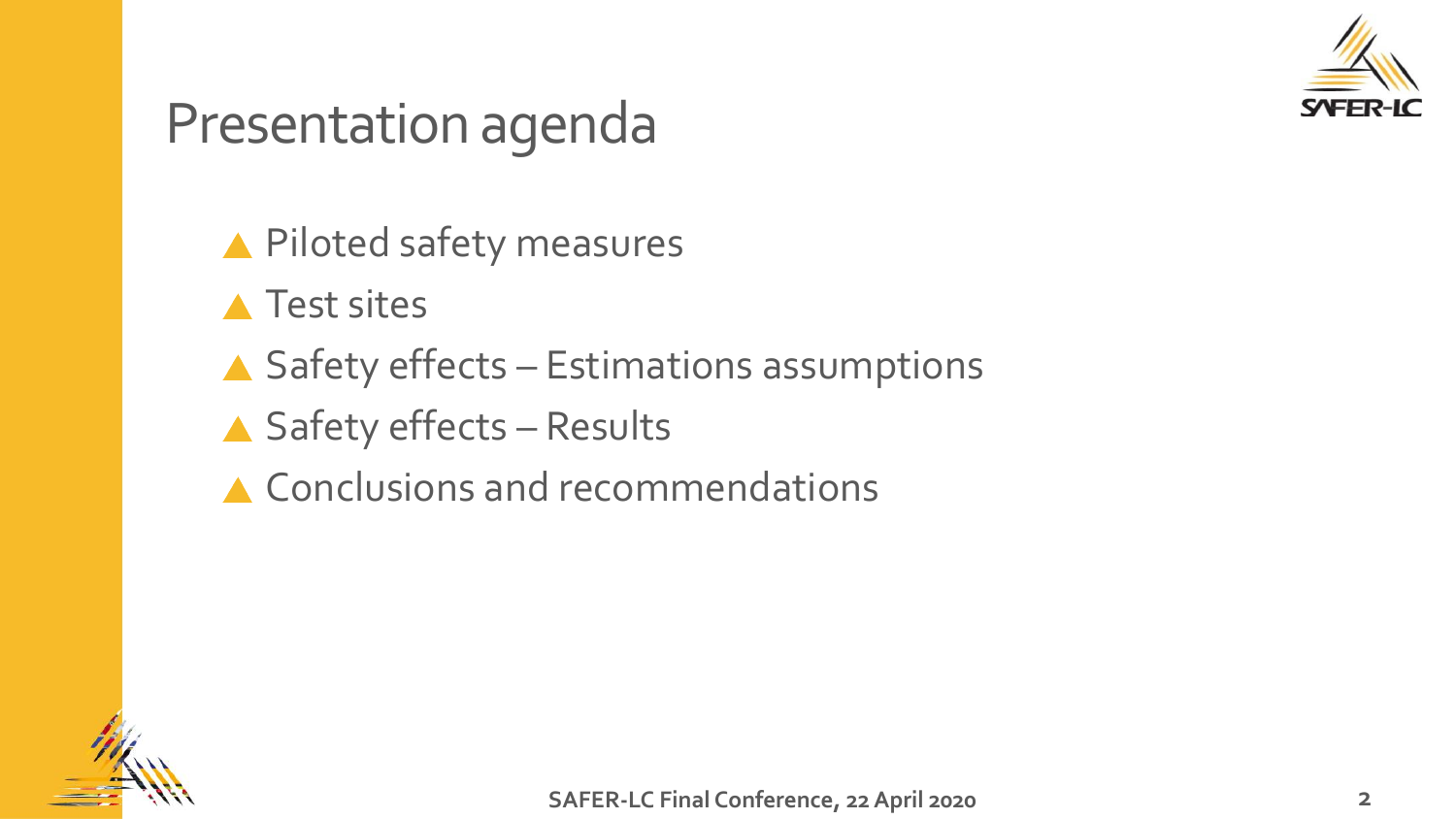# Presentation agenda

- Piloted safety measures
- Test sites
- Safety effects – Estimations assumptions
- Safety effects – Results
- Conclusions and recommendations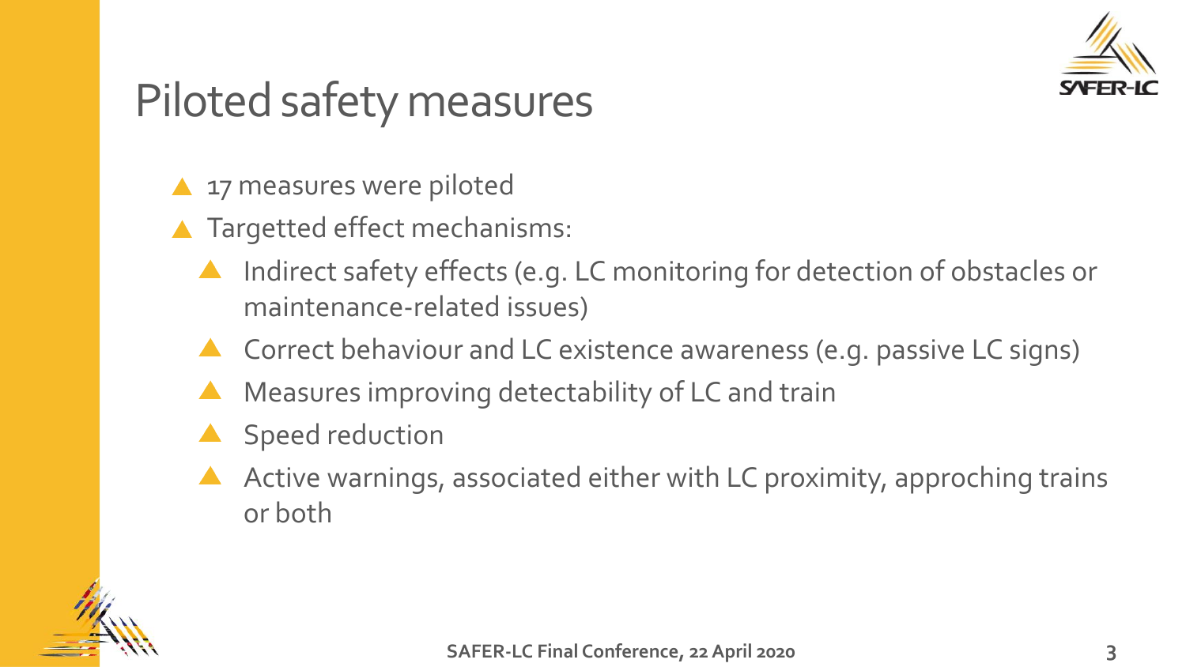# Piloted safety measures

- 17 measures were piloted
- Targetted effect mechanisms:
  - Indirect safety effects (e.g. LC monitoring for detection of obstacles or maintenance-related issues)
  - Correct behaviour and LC existence awareness (e.g. passive LC signs)
  - Measures improving detectability of LC and train
  - Speed reduction
  - Active warnings, associated either with LC proximity, approching trains or both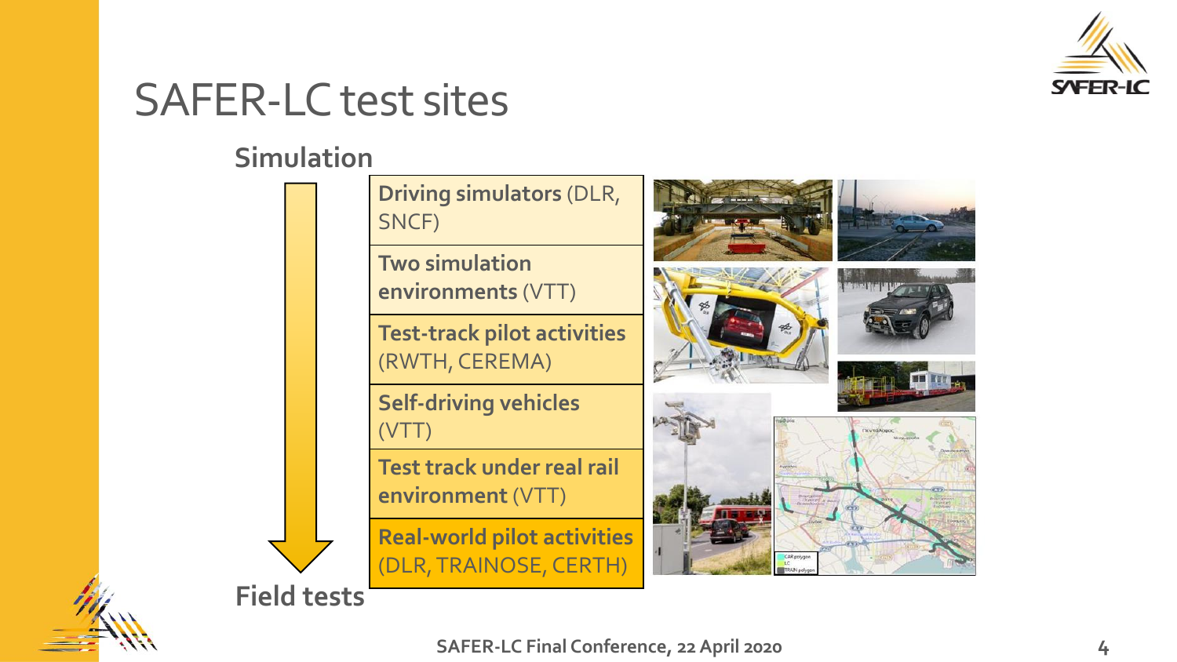# SAFER-LC test sites

**Simulation**

- **Driving simulators** (DLR, SNCF)
- **Two simulation environments** (VTT)
- **Test-track pilot activities** (RWTH, CEREMA)
- **Self-driving vehicles** (VTT)
- **Test track under real rail environment** (VTT)
- **Real-world pilot activities** (DLR, TRAINOSE, CERTH)

**Field tests**

SAFER-LC Final Conference, 22 April 2020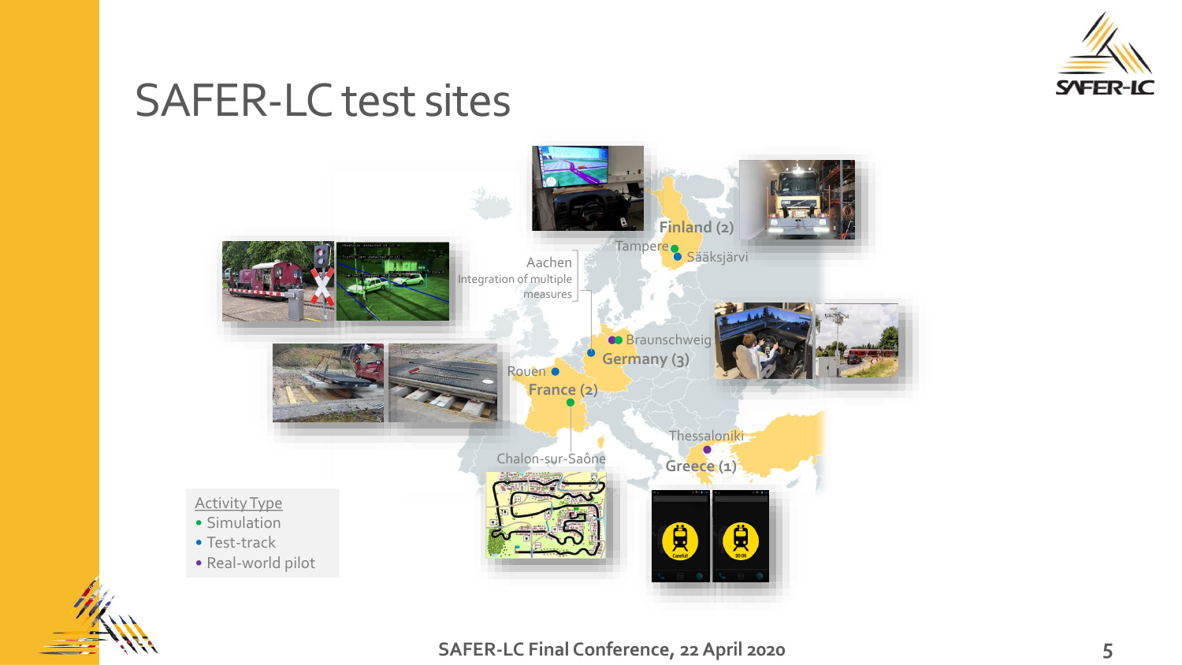# SAFER-LC test sites

Finland (2)

Tampere

Sääksjärvi

Aachen

Integration of multiple measures

Braunschweig

Germany (3)

Rouen

France (2)

Chalon-sur-Saône

Thessaloniki

Greece (1)

Activity Type

- Simulation
- Test-track
- Real-world pilot

SAFER-LC Final Conference, 22 April 2020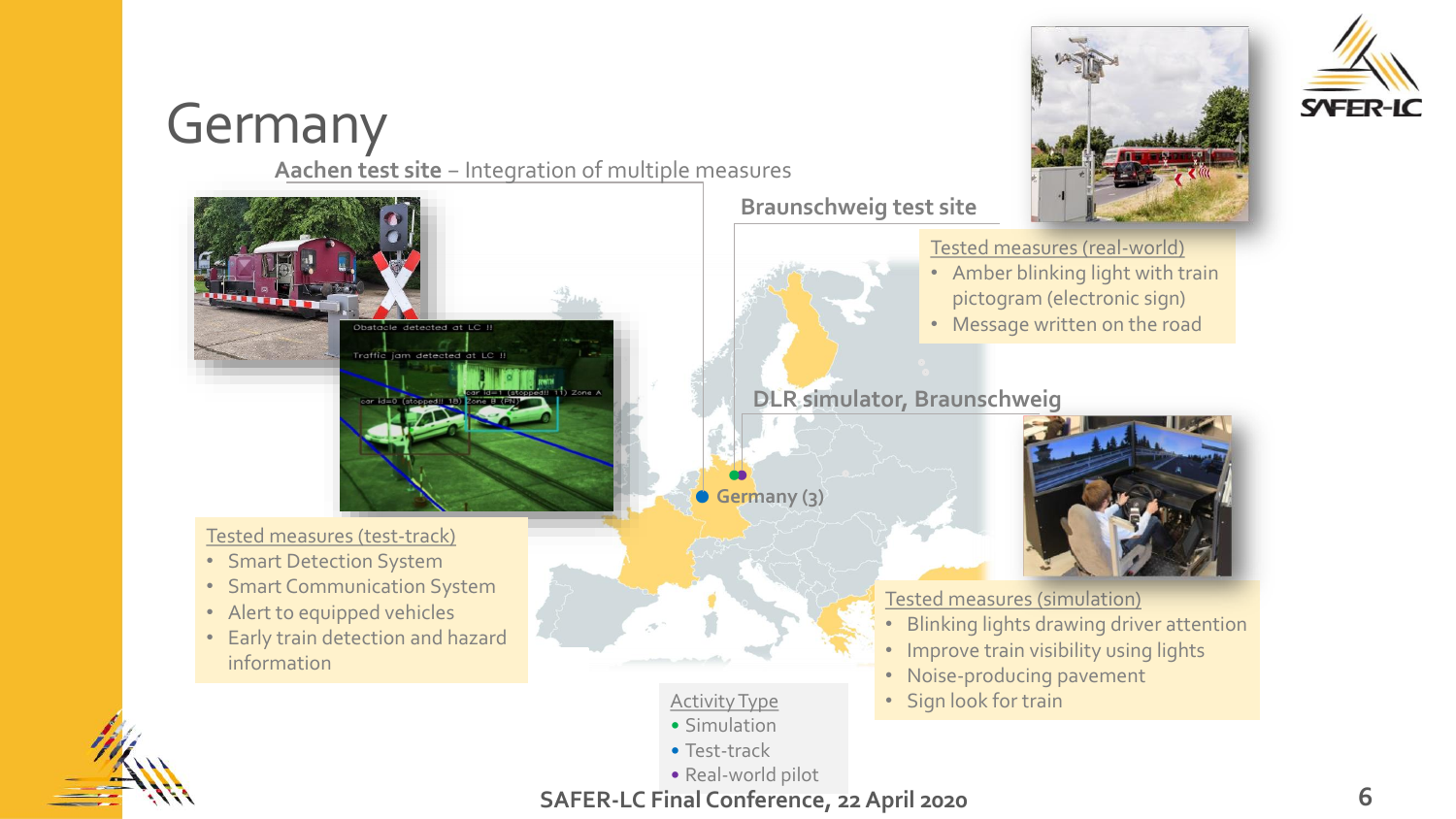# Germany

## Aachen test site – Integration of multiple measures

Tested measures (test-track)

- Smart Detection System
- Smart Communication System
- Alert to equipped vehicles
- Early train detection and hazard information

## Braunschweig test site

Tested measures (real-world)

- Amber blinking light with train pictogram (electronic sign)
- Message written on the road

## DLR simulator, Braunschweig

Tested measures (simulation)

- Blinking lights drawing driver attention
- Improve train visibility using lights
- Noise-producing pavement
- Sign look for train

Germany (3)

Activity Type

- Simulation
- Test-track
- Real-world pilot

SAFER-LC Final Conference, 22 April 2020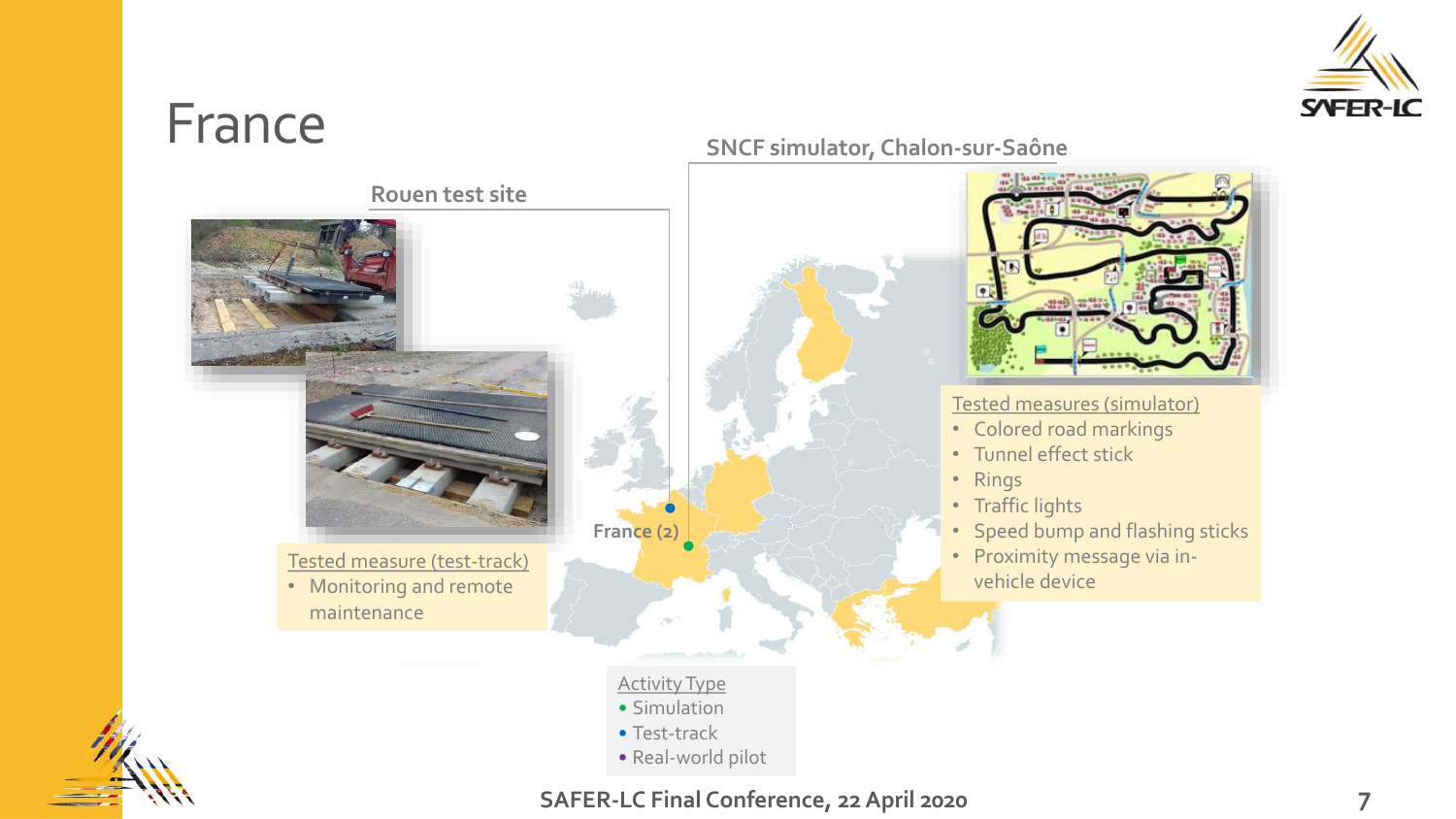# France

## Rouen test site

Tested measure (test-track)
- Monitoring and remote maintenance

## SNCF simulator, Chalon-sur-Saône

Tested measures (simulator)
- Colored road markings
- Tunnel effect stick
- Rings
- Traffic lights
- Speed bump and flashing sticks
- Proximity message via in-vehicle device

France (2)

Activity Type
- Simulation
- Test-track
- Real-world pilot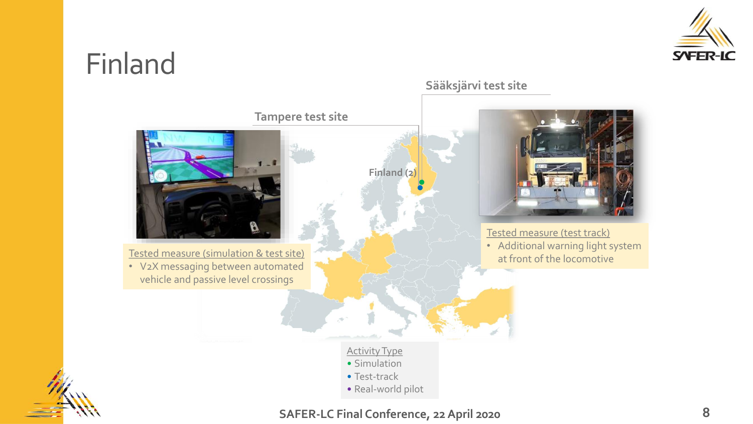# Finland

## Tampere test site

**Tested measure (simulation & test site)**

- V2X messaging between automated vehicle and passive level crossings

## Sääksjärvi test site

**Tested measure (test track)**

- Additional warning light system at front of the locomotive

Finland (2)

**Activity Type**

- Simulation
- Test-track
- Real-world pilot

SAFER-LC Final Conference, 22 April 2020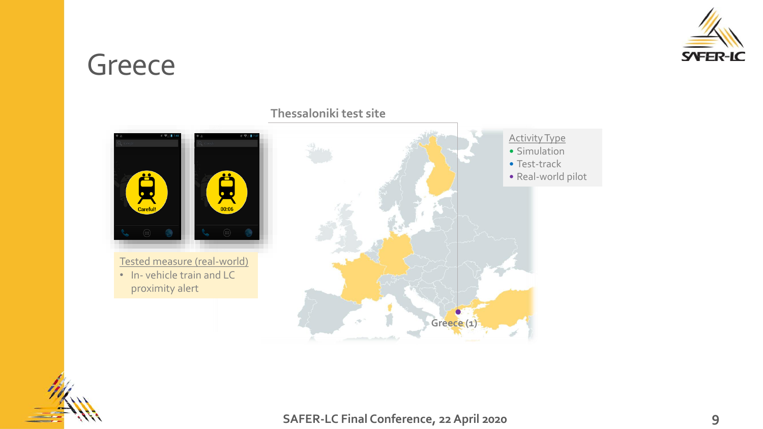# Greece

## Thessaloniki test site

Activity Type

- Simulation
- Test-track
- Real-world pilot

Greece (1)

Tested measure (real-world)

- In- vehicle train and LC proximity alert

SAFER-LC Final Conference, 22 April 2020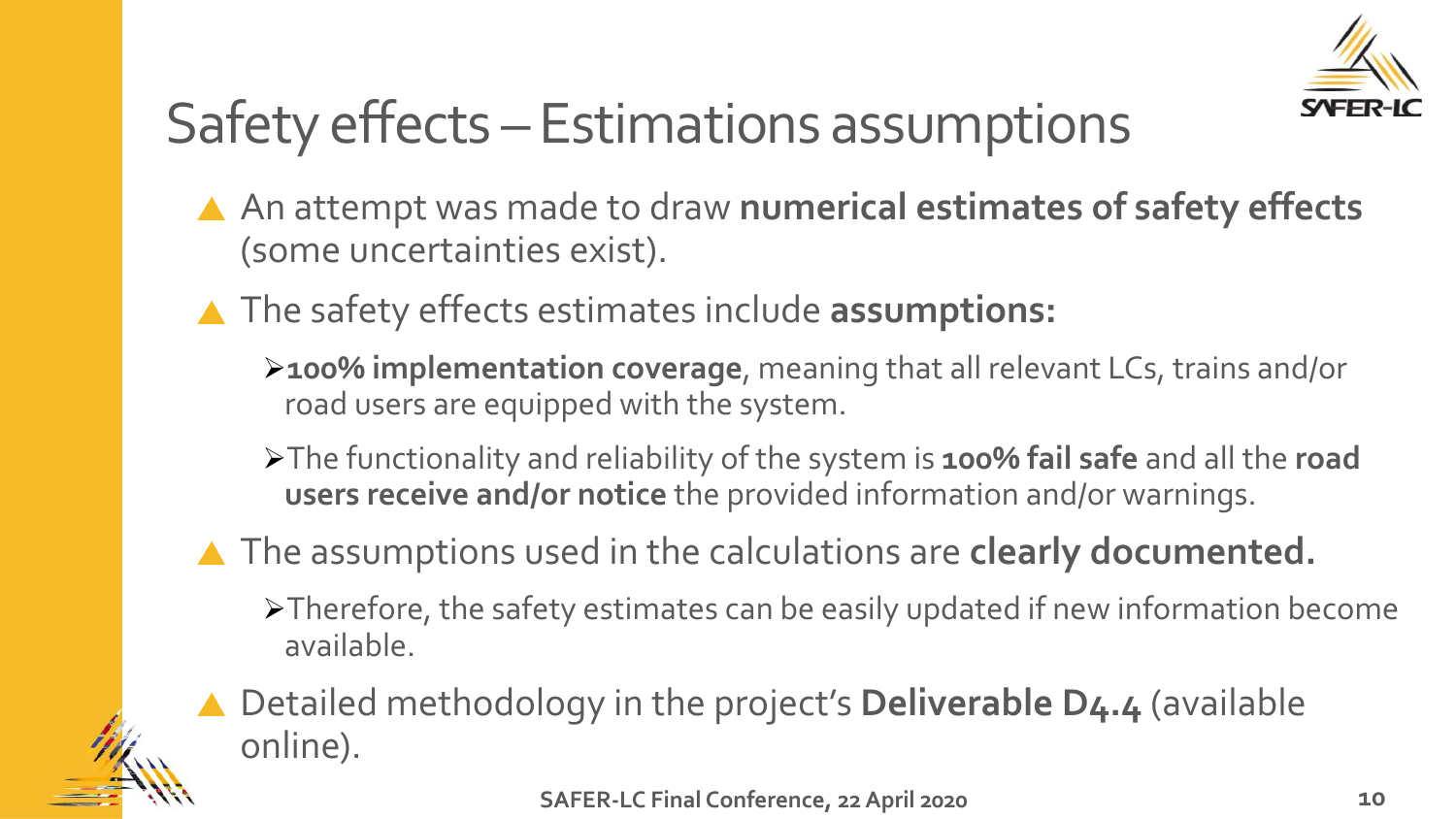# Safety effects – Estimations assumptions

- An attempt was made to draw **numerical estimates of safety effects** (some uncertainties exist).
- The safety effects estimates include **assumptions:**
  - **100% implementation coverage**, meaning that all relevant LCs, trains and/or road users are equipped with the system.
  - The functionality and reliability of the system is **100% fail safe** and all the **road users receive and/or notice** the provided information and/or warnings.
- The assumptions used in the calculations are **clearly documented.**
  - Therefore, the safety estimates can be easily updated if new information become available.
- Detailed methodology in the project's **Deliverable D4.4** (available online).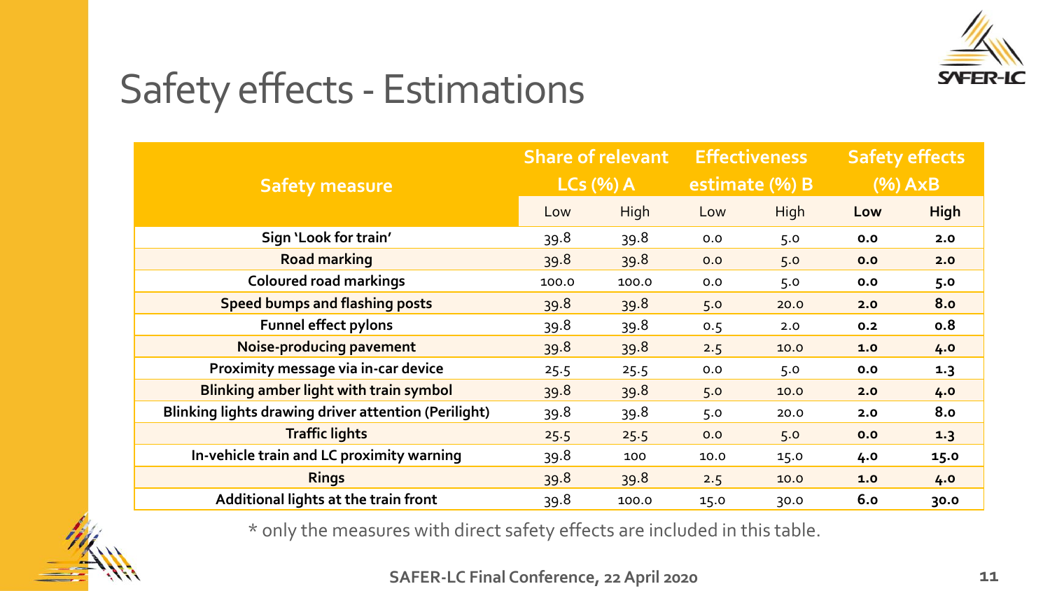# Safety effects - Estimations

| Safety measure | Share of relevant LCs (%) A | | Effectiveness estimate (%) B | | Safety effects (%) AxB | |
|---|---|---|---|---|---|---|
| | Low | High | Low | High | **Low** | **High** |
| **Sign 'Look for train'** | 39.8 | 39.8 | 0.0 | 5.0 | **0.0** | **2.0** |
| **Road marking** | 39.8 | 39.8 | 0.0 | 5.0 | **0.0** | **2.0** |
| **Coloured road markings** | 100.0 | 100.0 | 0.0 | 5.0 | **0.0** | **5.0** |
| **Speed bumps and flashing posts** | 39.8 | 39.8 | 5.0 | 20.0 | **2.0** | **8.0** |
| **Funnel effect pylons** | 39.8 | 39.8 | 0.5 | 2.0 | **0.2** | **0.8** |
| **Noise-producing pavement** | 39.8 | 39.8 | 2.5 | 10.0 | **1.0** | **4.0** |
| **Proximity message via in-car device** | 25.5 | 25.5 | 0.0 | 5.0 | **0.0** | **1.3** |
| **Blinking amber light with train symbol** | 39.8 | 39.8 | 5.0 | 10.0 | **2.0** | **4.0** |
| **Blinking lights drawing driver attention (Perilight)** | 39.8 | 39.8 | 5.0 | 20.0 | **2.0** | **8.0** |
| **Traffic lights** | 25.5 | 25.5 | 0.0 | 5.0 | **0.0** | **1.3** |
| **In-vehicle train and LC proximity warning** | 39.8 | 100 | 10.0 | 15.0 | **4.0** | **15.0** |
| **Rings** | 39.8 | 39.8 | 2.5 | 10.0 | **1.0** | **4.0** |
| **Additional lights at the train front** | 39.8 | 100.0 | 15.0 | 30.0 | **6.0** | **30.0** |

* only the measures with direct safety effects are included in this table.

**SAFER-LC Final Conference, 22 April 2020**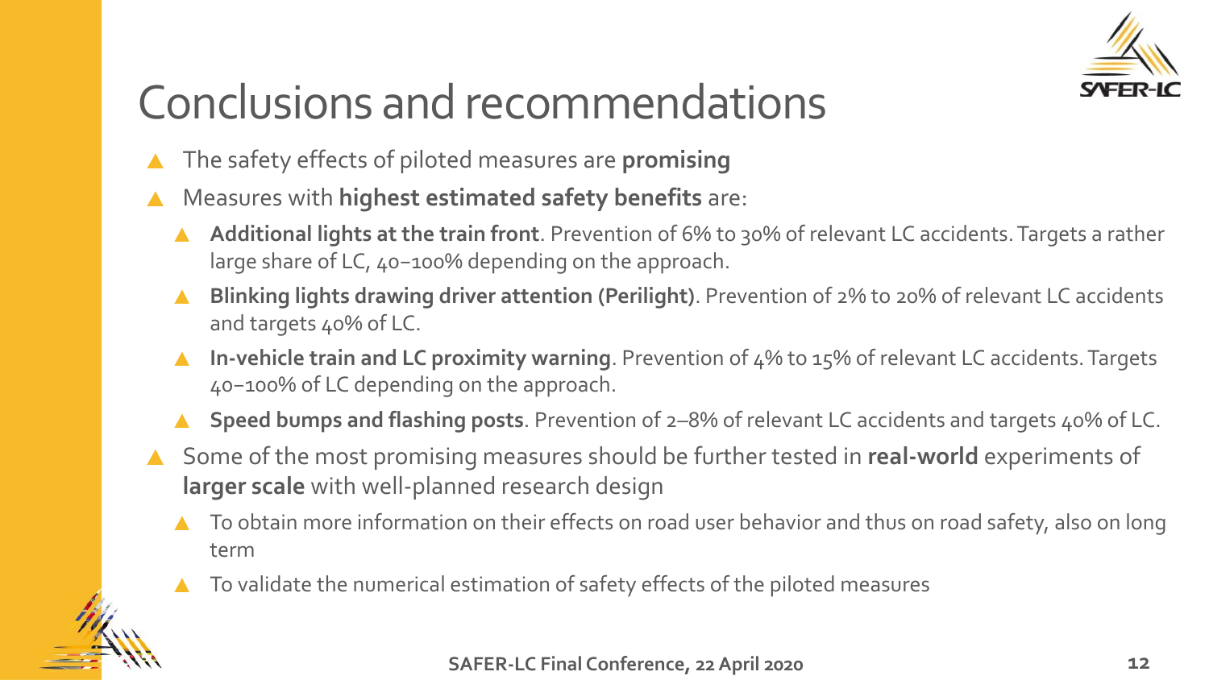# Conclusions and recommendations

- The safety effects of piloted measures are **promising**
- Measures with **highest estimated safety benefits** are:
  - **Additional lights at the train front**. Prevention of 6% to 30% of relevant LC accidents. Targets a rather large share of LC, 40–100% depending on the approach.
  - **Blinking lights drawing driver attention (Perilight)**. Prevention of 2% to 20% of relevant LC accidents and targets 40% of LC.
  - **In-vehicle train and LC proximity warning**. Prevention of 4% to 15% of relevant LC accidents. Targets 40–100% of LC depending on the approach.
  - **Speed bumps and flashing posts**. Prevention of 2–8% of relevant LC accidents and targets 40% of LC.
- Some of the most promising measures should be further tested in **real-world** experiments of **larger scale** with well-planned research design
  - To obtain more information on their effects on road user behavior and thus on road safety, also on long term
  - To validate the numerical estimation of safety effects of the piloted measures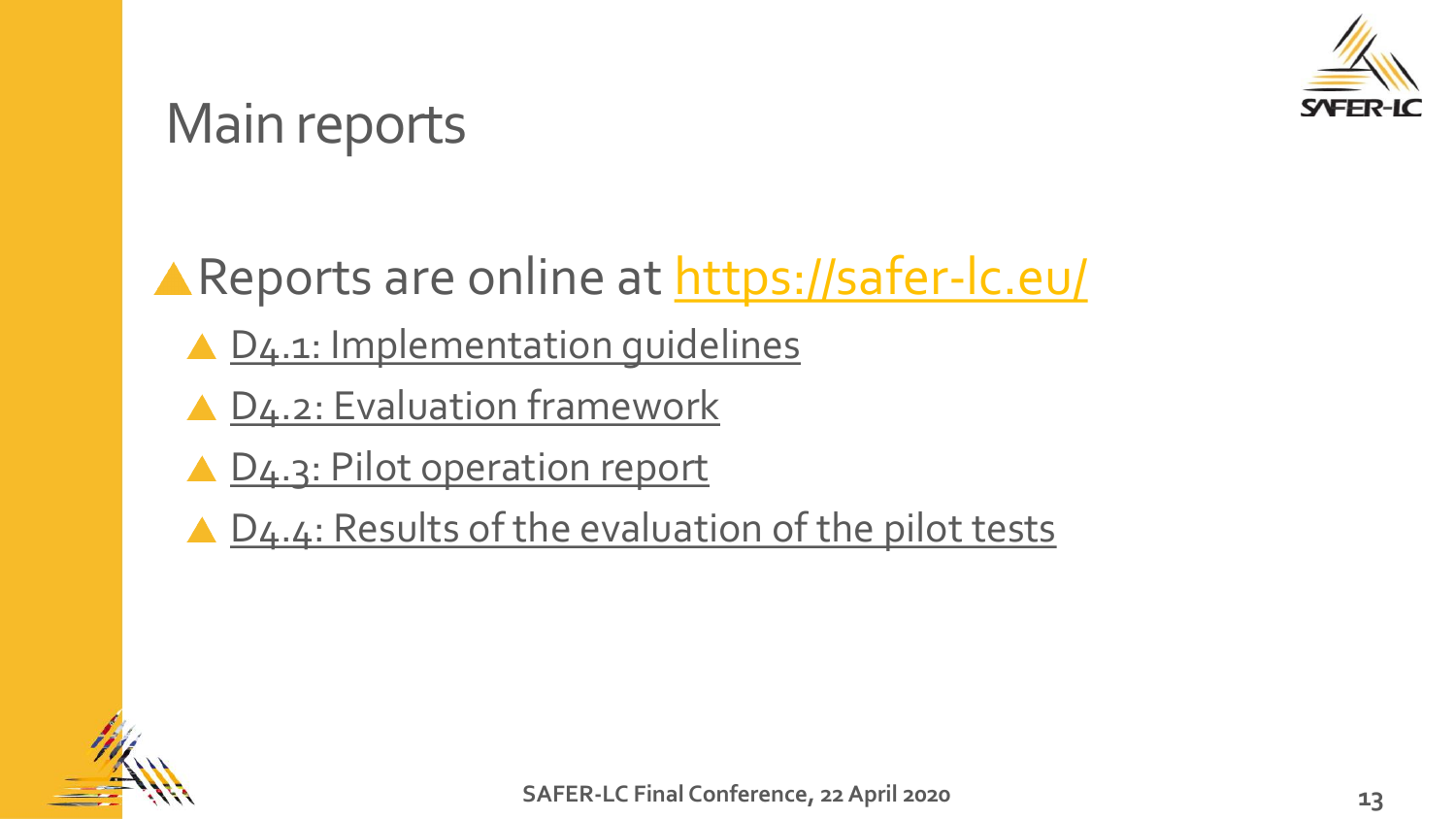# Main reports

- Reports are online at https://safer-lc.eu/
  - D4.1: Implementation guidelines
  - D4.2: Evaluation framework
  - D4.3: Pilot operation report
  - D4.4: Results of the evaluation of the pilot tests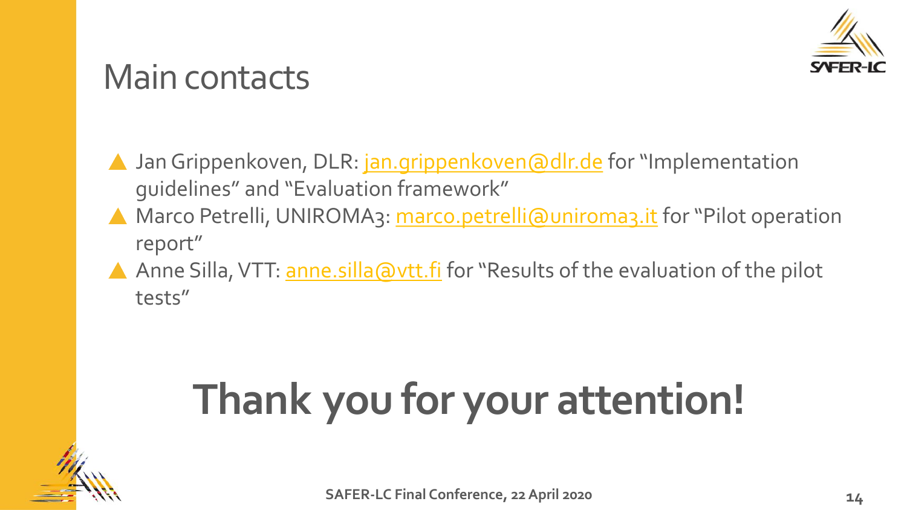# Main contacts

- Jan Grippenkoven, DLR: jan.grippenkoven@dlr.de for "Implementation guidelines" and "Evaluation framework"
- Marco Petrelli, UNIROMA3: marco.petrelli@uniroma3.it for "Pilot operation report"
- Anne Silla, VTT: anne.silla@vtt.fi for "Results of the evaluation of the pilot tests"

# Thank you for your attention!